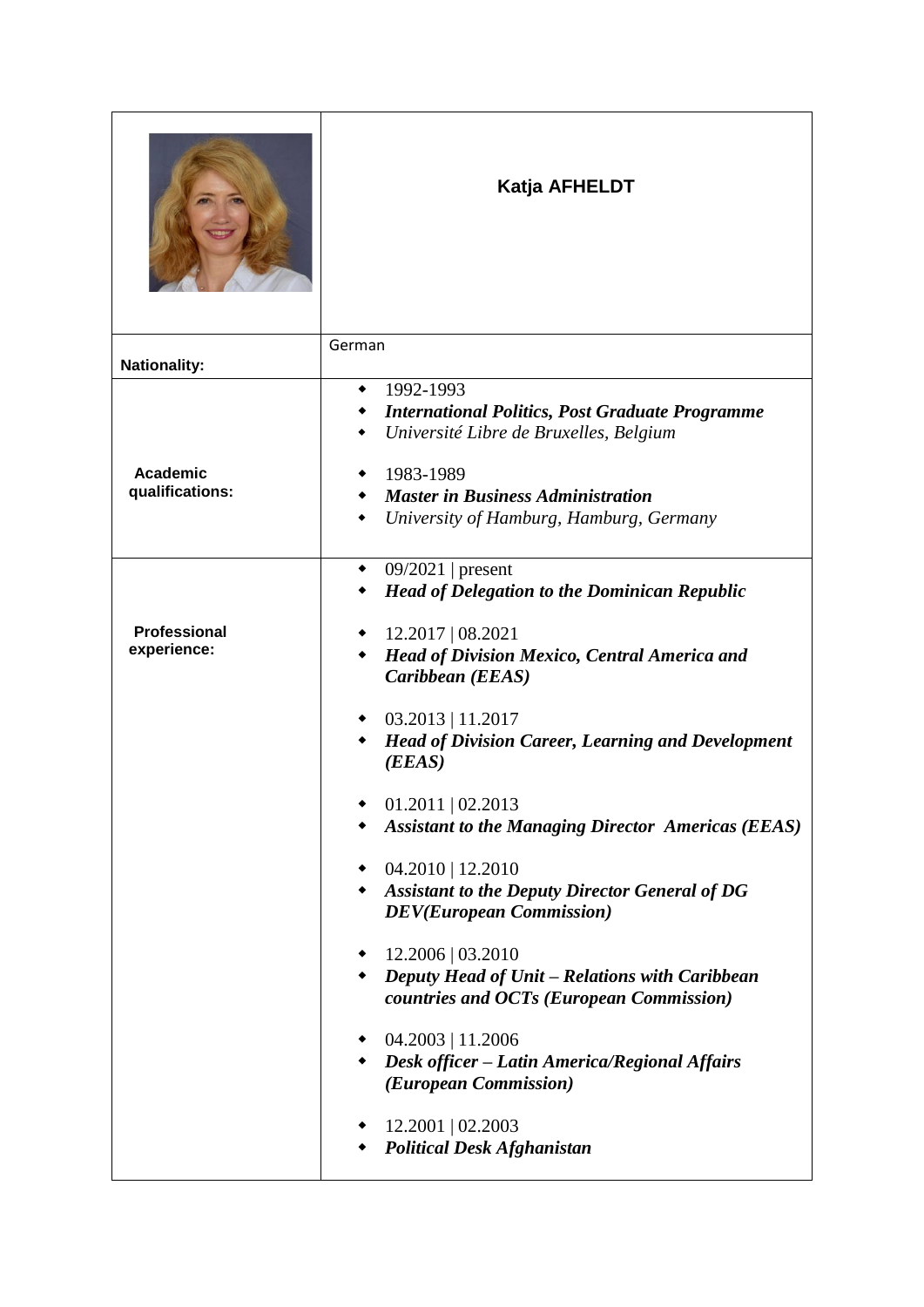| | **Katja AFHELDT** |
|---|---|
| **Nationality:** | German |
| **Academic qualifications:** | • 1992-1993<br>• ***International Politics, Post Graduate Programme***<br>• *Université Libre de Bruxelles, Belgium*<br><br>• 1983-1989<br>• ***Master in Business Administration***<br>• *University of Hamburg, Hamburg, Germany* |
| **Professional experience:** | • 09/2021 \| present<br>• ***Head of Delegation to the Dominican Republic***<br><br>• 12.2017 \| 08.2021<br>• ***Head of Division Mexico, Central America and Caribbean (EEAS)***<br><br>• 03.2013 \| 11.2017<br>• ***Head of Division Career, Learning and Development (EEAS)***<br><br>• 01.2011 \| 02.2013<br>• ***Assistant to the Managing Director Americas (EEAS)***<br><br>• 04.2010 \| 12.2010<br>• ***Assistant to the Deputy Director General of DG DEV(European Commission)***<br><br>• 12.2006 \| 03.2010<br>• ***Deputy Head of Unit – Relations with Caribbean countries and OCTs (European Commission)***<br><br>• 04.2003 \| 11.2006<br>• ***Desk officer – Latin America/Regional Affairs (European Commission)***<br><br>• 12.2001 \| 02.2003<br>• ***Political Desk Afghanistan*** |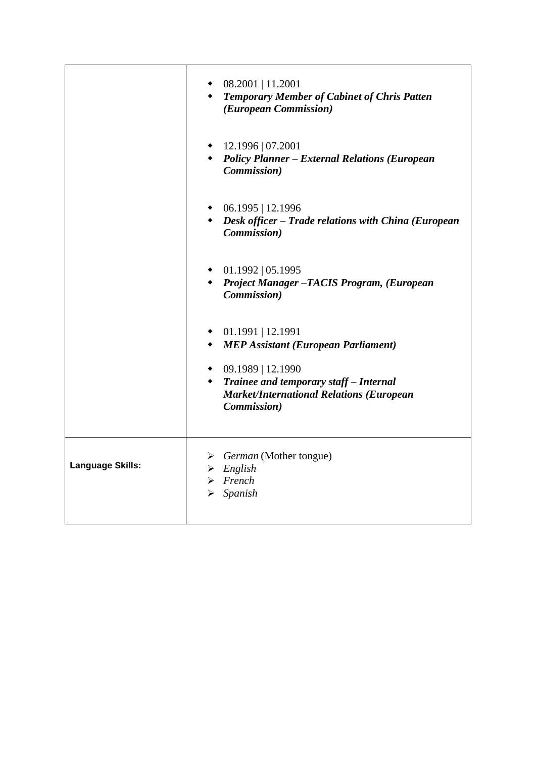| | |
|---|---|
| | • 08.2001 \| 11.2001<br>• ***Temporary Member of Cabinet of Chris Patten (European Commission)***<br><br>• 12.1996 \| 07.2001<br>• ***Policy Planner – External Relations (European Commission)***<br><br>• 06.1995 \| 12.1996<br>• ***Desk officer – Trade relations with China (European Commission)***<br><br>• 01.1992 \| 05.1995<br>• ***Project Manager –TACIS Program, (European Commission)***<br><br>• 01.1991 \| 12.1991<br>• ***MEP Assistant (European Parliament)***<br><br>• 09.1989 \| 12.1990<br>• ***Trainee and temporary staff – Internal Market/International Relations (European Commission)*** |
| **Language Skills:** | ➢ *German* (Mother tongue)<br>➢ *English*<br>➢ *French*<br>➢ *Spanish* |